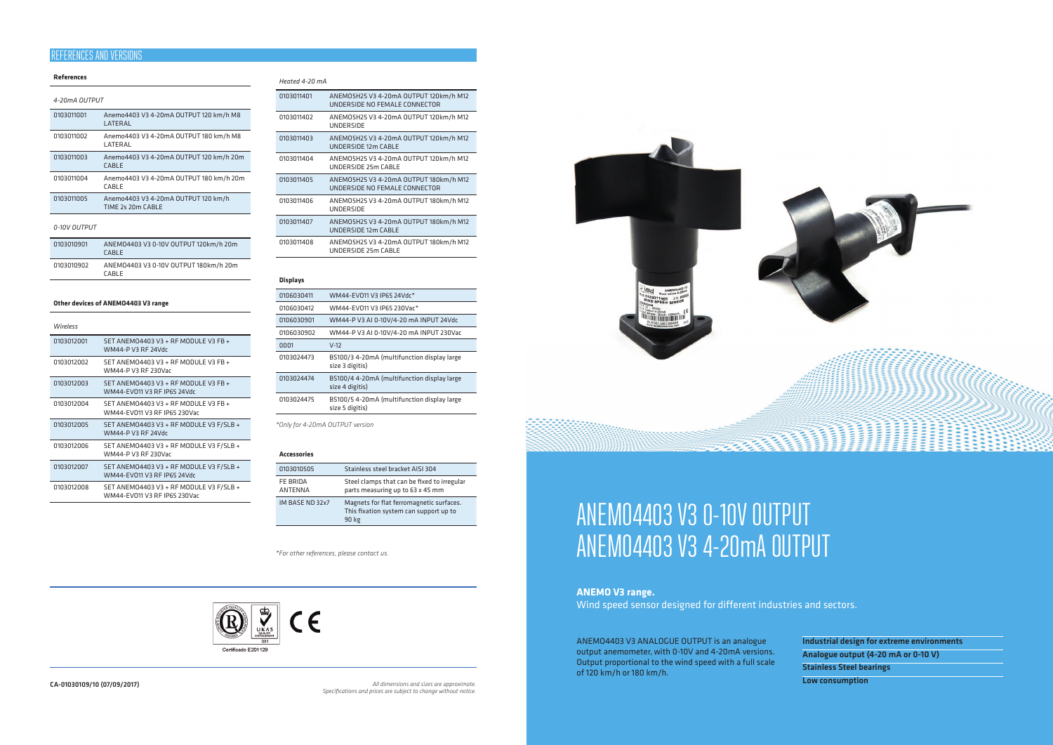## REFERENCES AND VERSIONS

### References

*4-20mA OUTPUT*

| | |
|---|---|
| 0103011001 | Anemo4403 V3 4-20mA OUTPUT 120 km/h M8 LATERAL |
| 0103011002 | Anemo4403 V3 4-20mA OUTPUT 180 km/h M8 LATERAL |
| 0103011003 | Anemo4403 V3 4-20mA OUTPUT 120 km/h 20m CABLE |
| 0103011004 | Anemo4403 V3 4-20mA OUTPUT 180 km/h 20m CABLE |
| 0103011005 | Anemo4403 V3 4-20mA OUTPUT 120 km/h TIME 2s 20m CABLE |

*0-10V OUTPUT*

| | |
|---|---|
| 0103010901 | ANEMO4403 V3 0-10V OUTPUT 120km/h 20m CABLE |
| 0103010902 | ANEMO4403 V3 0-10V OUTPUT 180km/h 20m CABLE |

### Other devices of ANEMO4403 V3 range

*Wireless*

| | |
|---|---|
| 0103012001 | SET ANEMO4403 V3 + RF MODULE V3 FB + WM44-P V3 RF 24Vdc |
| 0103012002 | SET ANEMO4403 V3 + RF MODULE V3 FB + WM44-P V3 RF 230Vac |
| 0103012003 | SET ANEMO4403 V3 + RF MODULE V3 FB + WM44-EVO11 V3 RF IP65 24Vdc |
| 0103012004 | SET ANEMO4403 V3 + RF MODULE V3 FB + WM44-EVO11 V3 RF IP65 230Vac |
| 0103012005 | SET ANEMO4403 V3 + RF MODULE V3 F/SLB + WM44-P V3 RF 24Vdc |
| 0103012006 | SET ANEMO4403 V3 + RF MODULE V3 F/SLB + WM44-P V3 RF 230Vac |
| 0103012007 | SET ANEMO4403 V3 + RF MODULE V3 F/SLB + WM44-EVO11 V3 RF IP65 24Vdc |
| 0103012008 | SET ANEMO4403 V3 + RF MODULE V3 F/SLB + WM44-EVO11 V3 RF IP65 230Vac |

*Heated 4-20 mA*

| | |
|---|---|
| 0103011401 | ANEMO5H25 V3 4-20mA OUTPUT 120km/h M12 UNDERSIDE NO FEMALE CONNECTOR |
| 0103011402 | ANEMO5H25 V3 4-20mA OUTPUT 120km/h M12 UNDERSIDE |
| 0103011403 | ANEMO5H25 V3 4-20mA OUTPUT 120km/h M12 UNDERSIDE 12m CABLE |
| 0103011404 | ANEMO5H25 V3 4-20mA OUTPUT 120km/h M12 UNDERSIDE 25m CABLE |
| 0103011405 | ANEMO5H25 V3 4-20mA OUTPUT 180km/h M12 UNDERSIDE NO FEMALE CONNECTOR |
| 0103011406 | ANEMO5H25 V3 4-20mA OUTPUT 180km/h M12 UNDERSIDE |
| 0103011407 | ANEMO5H25 V3 4-20mA OUTPUT 180km/h M12 UNDERSIDE 12m CABLE |
| 0103011408 | ANEMO5H25 V3 4-20mA OUTPUT 180km/h M12 UNDERSIDE 25m CABLE |

### Displays

| | |
|---|---|
| 0106030411 | WM44-EVO11 V3 IP65 24Vdc* |
| 0106030412 | WM44-EVO11 V3 IP65 230Vac* |
| 0106030901 | WM44-P V3 AI 0-10V/4-20 mA INPUT 24Vdc |
| 0106030902 | WM44-P V3 AI 0-10V/4-20 mA INPUT 230Vac |
| 0001 | V-12 |
| 0103024473 | BS100/3 4-20mA (multifunction display large size 3 digits) |
| 0103024474 | BS100/4 4-20mA (multifunction display large size 4 digits) |
| 0103024475 | BS100/5 4-20mA (multifunction display large size 5 digits) |

*\*Only for 4-20mA OUTPUT version*

### Accessories

| | |
|---|---|
| 0103010505 | Stainless steel bracket AISI 304 |
| FE BRIDA ANTENNA | Steel clamps that can be fixed to irregular parts measuring up to 63 x 45 mm |
| IM BASE ND 32x7 | Magnets for flat ferromagnetic surfaces. This fixation system can support up to 90 kg |

*\*For other references, please contact us.*

Certificado E201129

**CA-01030109/10 (07/09/2017)**

*All dimensions and sizes are approximate. Specifications and prices are subject to change without notice.*

# ANEMO4403 V3 0-10V OUTPUT
# ANEMO4403 V3 4-20mA OUTPUT

**ANEMO V3 range.**
Wind speed sensor designed for different industries and sectors.

ANEMO4403 V3 ANALOGUE OUTPUT is an analogue output anemometer, with 0-10V and 4-20mA versions. Output proportional to the wind speed with a full scale of 120 km/h or 180 km/h.

- **Industrial design for extreme environments**
- **Analogue output (4-20 mA or 0-10 V)**
- **Stainless Steel bearings**
- **Low consumption**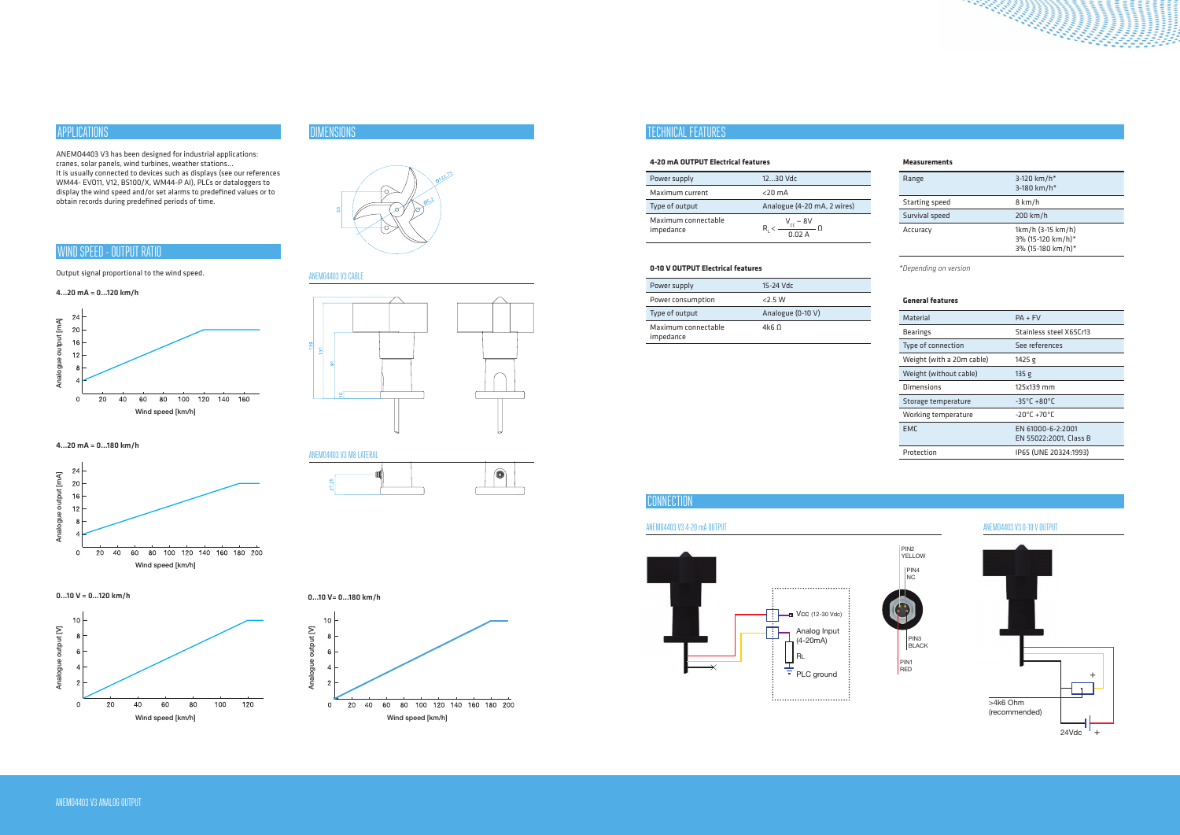## APPLICATIONS

ANEMO4403 V3 has been designed for industrial applications: cranes, solar panels, wind turbines, weather stations...
It is usually connected to devices such as displays (see our references WM44- EVO11, V12, BS100/X, WM44-P AI), PLCs or dataloggers to display the wind speed and/or set alarms to predefined values or to obtain records during predefined periods of time.

## WIND SPEED - OUTPUT RATIO

Output signal proportional to the wind speed.

**4...20 mA = 0...120 km/h**

Analogue output [mA]
24
20
16
12
8
4
0 20 40 60 80 100 120 140 160
Wind speed [km/h]

**4...20 mA = 0...180 km/h**

Analogue output [mA]
24
20
16
12
8
4
0 20 40 60 80 100 120 140 160 180 200
Wind speed [km/h]

**0...10 V = 0...120 km/h**

Analogue output [V]
10
8
6
4
2
0 20 40 60 80 100 120
Wind speed [km/h]

**0...10 V= 0...180 km/h**

Analogue output [V]
10
8
6
4
2
0 20 40 60 80 100 120 140 160 180 200
Wind speed [km/h]

## DIMENSIONS

Ø132,75
Ø5,2
50

ANEMO4403 V3 CABLE

138
131
91
10

ANEMO4403 V3 M8 LATERAL

27,25

## TECHNICAL FEATURES

**4-20 mA OUTPUT Electrical features**

| | |
|---|---|
| Power supply | 12...30 Vdc |
| Maximum current | <20 mA |
| Type of output | Analogue (4-20 mA, 2 wires) |
| Maximum connectable impedance | $R_L < \frac{V_{cc} - 8V}{0.02\ A}\ \Omega$ |

**0-10 V OUTPUT Electrical features**

| | |
|---|---|
| Power supply | 15-24 Vdc |
| Power consumption | <2.5 W |
| Type of output | Analogue (0-10 V) |
| Maximum connectable impedance | 4k6 Ω |

**Measurements**

| | |
|---|---|
| Range | 3-120 km/h*<br>3-180 km/h* |
| Starting speed | 8 km/h |
| Survival speed | 200 km/h |
| Accuracy | 1km/h (3-15 km/h)<br>3% (15-120 km/h)*<br>3% (15-180 km/h)* |

*\*Depending on version*

**General features**

| | |
|---|---|
| Material | PA + FV |
| Bearings | Stainless steel X65Cr13 |
| Type of connection | See references |
| Weight (with a 20m cable) | 1425 g |
| Weight (without cable) | 135 g |
| Dimensions | 125x139 mm |
| Storage temperature | -35°C +80°C |
| Working temperature | -20°C +70°C |
| EMC | EN 61000-6-2:2001<br>EN 55022:2001, Class B |
| Protection | IP65 (UNE 20324:1993) |

## CONNECTION

ANEMO4403 V3 4-20 mA OUTPUT

Vcc (12-30 Vdc)
Analog Input (4-20mA)
RL
PLC ground

PIN2 YELLOW
PIN4 NC
PIN3 BLACK
PIN1 RED

ANEMO4403 V3 0-10 V OUTPUT

>4k6 Ohm (recommended)
24Vdc